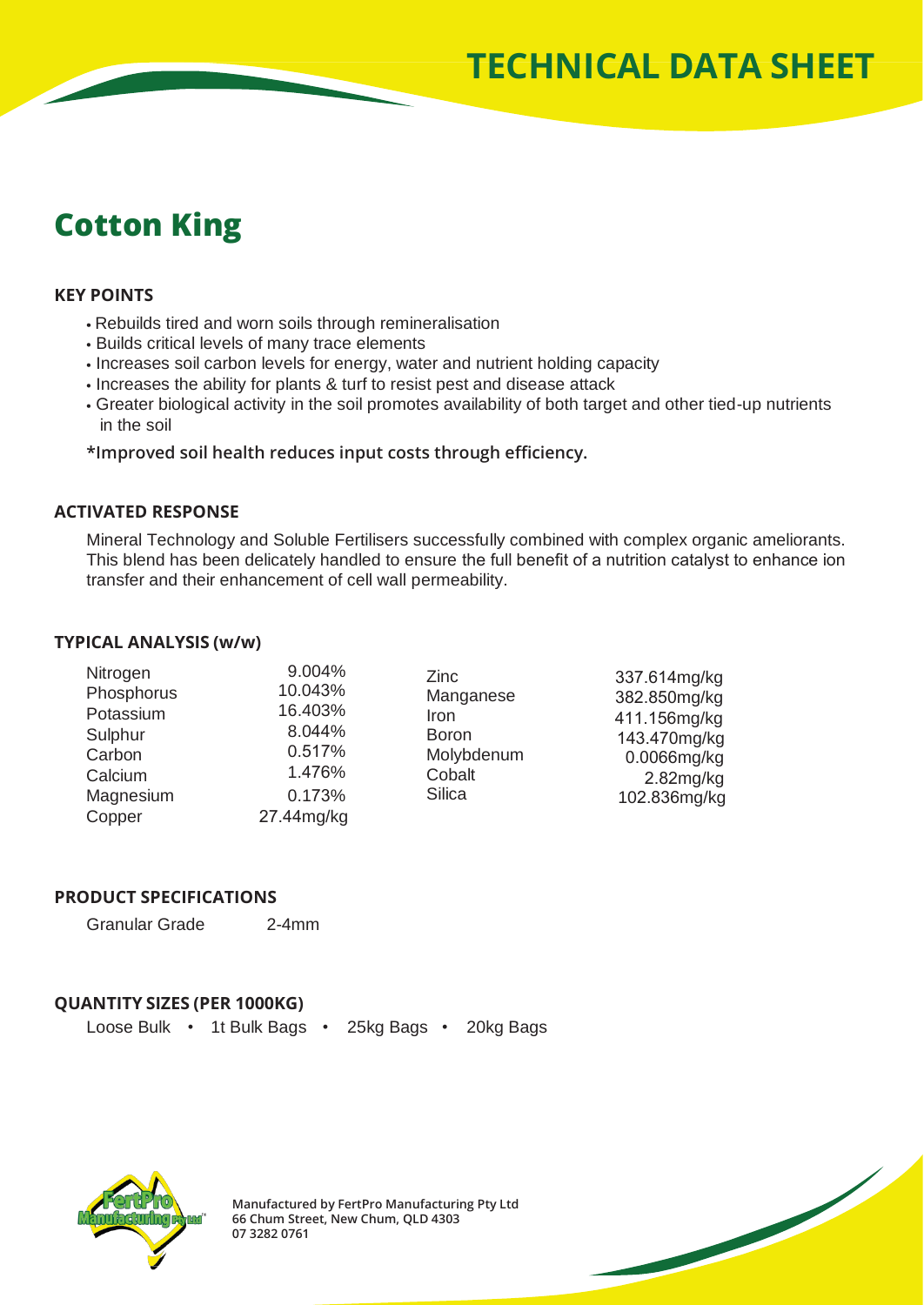# TECHNICAL DATA SHEET

## Cotton King

### KEY POINTS

- Rebuilds tired and worn soils through remineralisation
- Builds critical levels of many trace elements
- Increases soil carbon levels for energy, water and nutrient holding capacity
- Increases the ability for plants & turf to resist pest and disease attack
- Greater biological activity in the soil promotes availability of both target and other tied-up nutrients in the soil

**\*Improved soil health reduces input costs through efficiency.**

### ACTIVATED RESPONSE

Mineral Technology and Soluble Fertilisers successfully combined with complex organic ameliorants. This blend has been delicately handled to ensure the full benefit of a nutrition catalyst to enhance ion transfer and their enhancement of cell wall permeability.

### TYPICAL ANALYSIS (w/w)

| | | | |
|---|---|---|---|
| Nitrogen | 9.004% | Zinc | 337.614mg/kg |
| Phosphorus | 10.043% | Manganese | 382.850mg/kg |
| Potassium | 16.403% | Iron | 411.156mg/kg |
| Sulphur | 8.044% | Boron | 143.470mg/kg |
| Carbon | 0.517% | Molybdenum | 0.0066mg/kg |
| Calcium | 1.476% | Cobalt | 2.82mg/kg |
| Magnesium | 0.173% | Silica | 102.836mg/kg |
| Copper | 27.44mg/kg | | |

### PRODUCT SPECIFICATIONS

| | |
|---|---|
| Granular Grade | 2-4mm |

### QUANTITY SIZES (PER 1000KG)

Loose Bulk • 1t Bulk Bags • 25kg Bags • 20kg Bags

**Manufactured by FertPro Manufacturing Pty Ltd**
**66 Chum Street, New Chum, QLD 4303**
**07 3282 0761**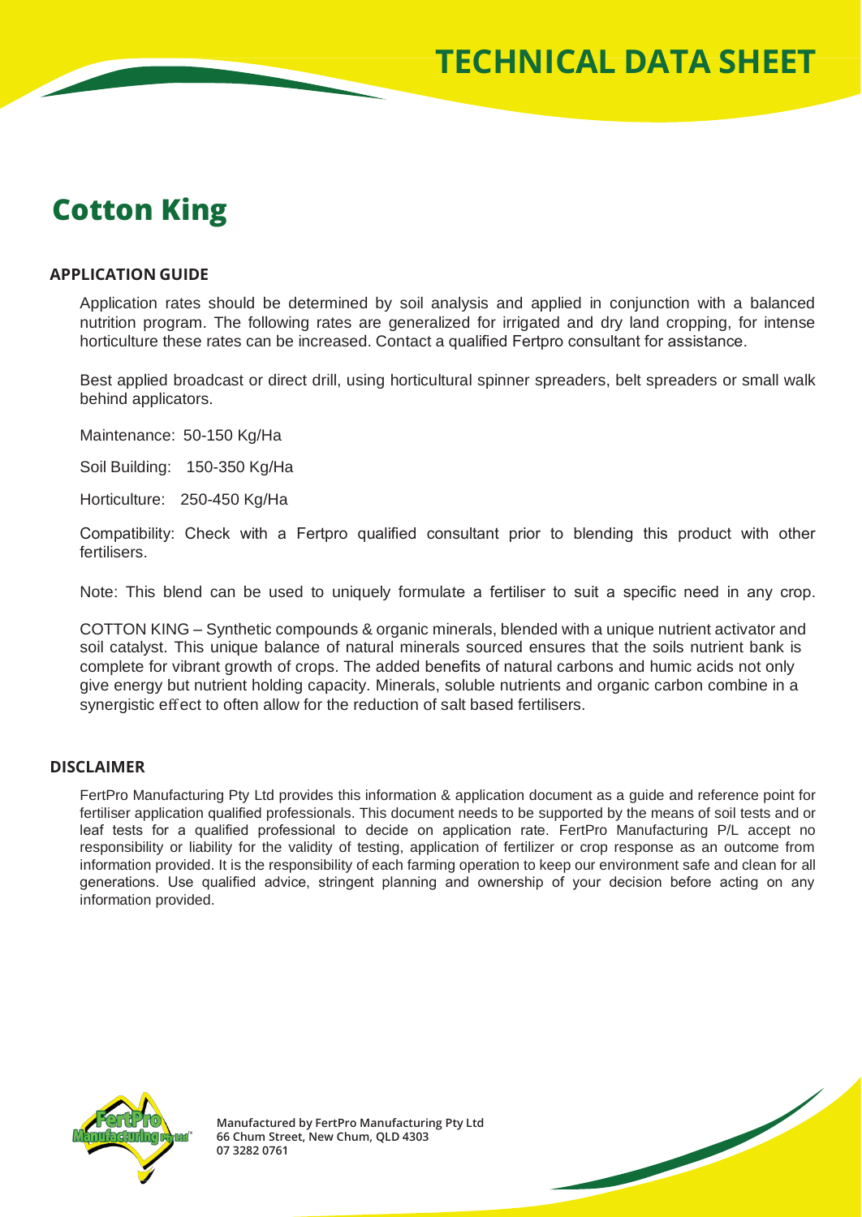# TECHNICAL DATA SHEET

## Cotton King

### APPLICATION GUIDE

Application rates should be determined by soil analysis and applied in conjunction with a balanced nutrition program. The following rates are generalized for irrigated and dry land cropping, for intense horticulture these rates can be increased. Contact a qualified Fertpro consultant for assistance.

Best applied broadcast or direct drill, using horticultural spinner spreaders, belt spreaders or small walk behind applicators.

Maintenance: 50-150 Kg/Ha

Soil Building: 150-350 Kg/Ha

Horticulture: 250-450 Kg/Ha

Compatibility: Check with a Fertpro qualified consultant prior to blending this product with other fertilisers.

Note: This blend can be used to uniquely formulate a fertiliser to suit a specific need in any crop.

COTTON KING – Synthetic compounds & organic minerals, blended with a unique nutrient activator and soil catalyst. This unique balance of natural minerals sourced ensures that the soils nutrient bank is complete for vibrant growth of crops. The added benefits of natural carbons and humic acids not only give energy but nutrient holding capacity. Minerals, soluble nutrients and organic carbon combine in a synergistic effect to often allow for the reduction of salt based fertilisers.

### DISCLAIMER

FertPro Manufacturing Pty Ltd provides this information & application document as a guide and reference point for fertiliser application qualified professionals. This document needs to be supported by the means of soil tests and or leaf tests for a qualified professional to decide on application rate. FertPro Manufacturing P/L accept no responsibility or liability for the validity of testing, application of fertilizer or crop response as an outcome from information provided. It is the responsibility of each farming operation to keep our environment safe and clean for all generations. Use qualified advice, stringent planning and ownership of your decision before acting on any information provided.

FertPro Manufacturing Pty Ltd

Manufactured by FertPro Manufacturing Pty Ltd
66 Chum Street, New Chum, QLD 4303
07 3282 0761